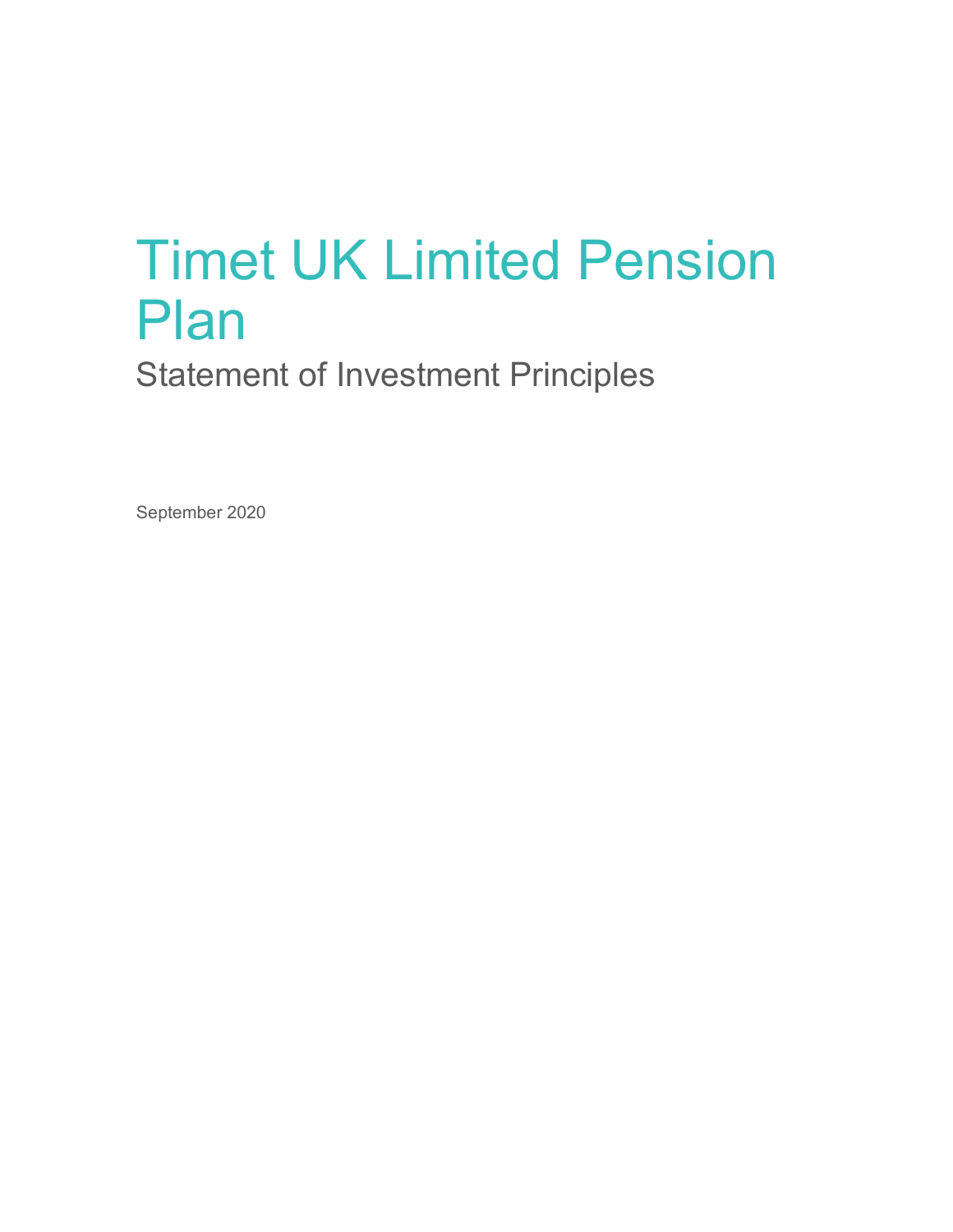# Timet UK Limited Pension Plan

## Statement of Investment Principles

September 2020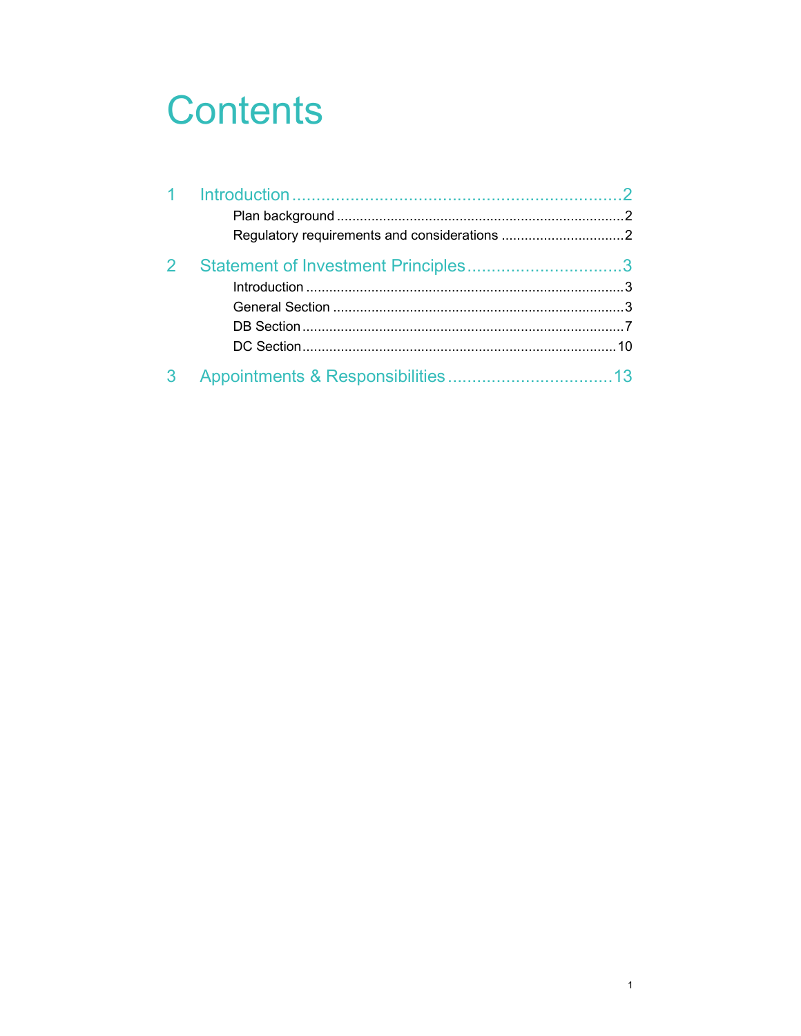# Contents

1 Introduction ........................................................ 2
- Plan background ........................................................ 2
- Regulatory requirements and considerations ........................................ 2

2 Statement of Investment Principles ........................................ 3
- Introduction ........................................................ 3
- General Section ........................................................ 3
- DB Section ........................................................ 7
- DC Section ........................................................ 10

3 Appointments & Responsibilities ........................................ 13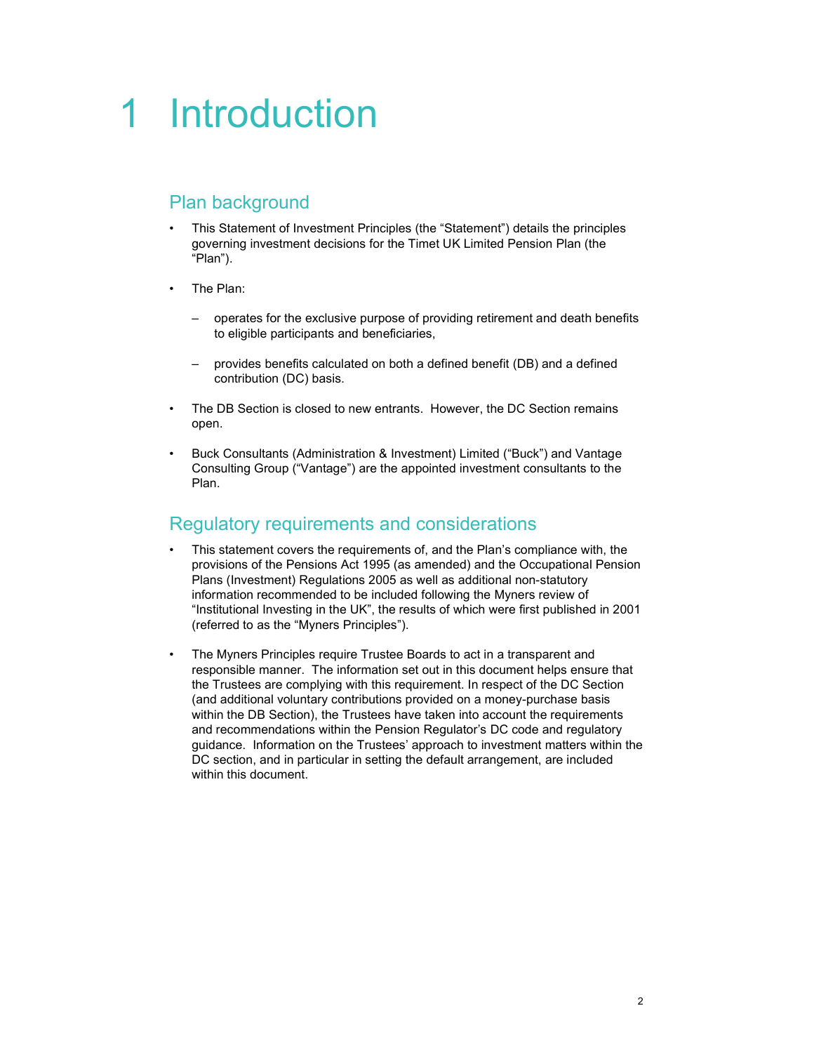# 1 Introduction

## Plan background

- This Statement of Investment Principles (the "Statement") details the principles governing investment decisions for the Timet UK Limited Pension Plan (the "Plan").
- The Plan:
  - operates for the exclusive purpose of providing retirement and death benefits to eligible participants and beneficiaries,
  - provides benefits calculated on both a defined benefit (DB) and a defined contribution (DC) basis.
- The DB Section is closed to new entrants. However, the DC Section remains open.
- Buck Consultants (Administration & Investment) Limited ("Buck") and Vantage Consulting Group ("Vantage") are the appointed investment consultants to the Plan.

## Regulatory requirements and considerations

- This statement covers the requirements of, and the Plan's compliance with, the provisions of the Pensions Act 1995 (as amended) and the Occupational Pension Plans (Investment) Regulations 2005 as well as additional non-statutory information recommended to be included following the Myners review of "Institutional Investing in the UK", the results of which were first published in 2001 (referred to as the "Myners Principles").
- The Myners Principles require Trustee Boards to act in a transparent and responsible manner. The information set out in this document helps ensure that the Trustees are complying with this requirement. In respect of the DC Section (and additional voluntary contributions provided on a money-purchase basis within the DB Section), the Trustees have taken into account the requirements and recommendations within the Pension Regulator's DC code and regulatory guidance. Information on the Trustees' approach to investment matters within the DC section, and in particular in setting the default arrangement, are included within this document.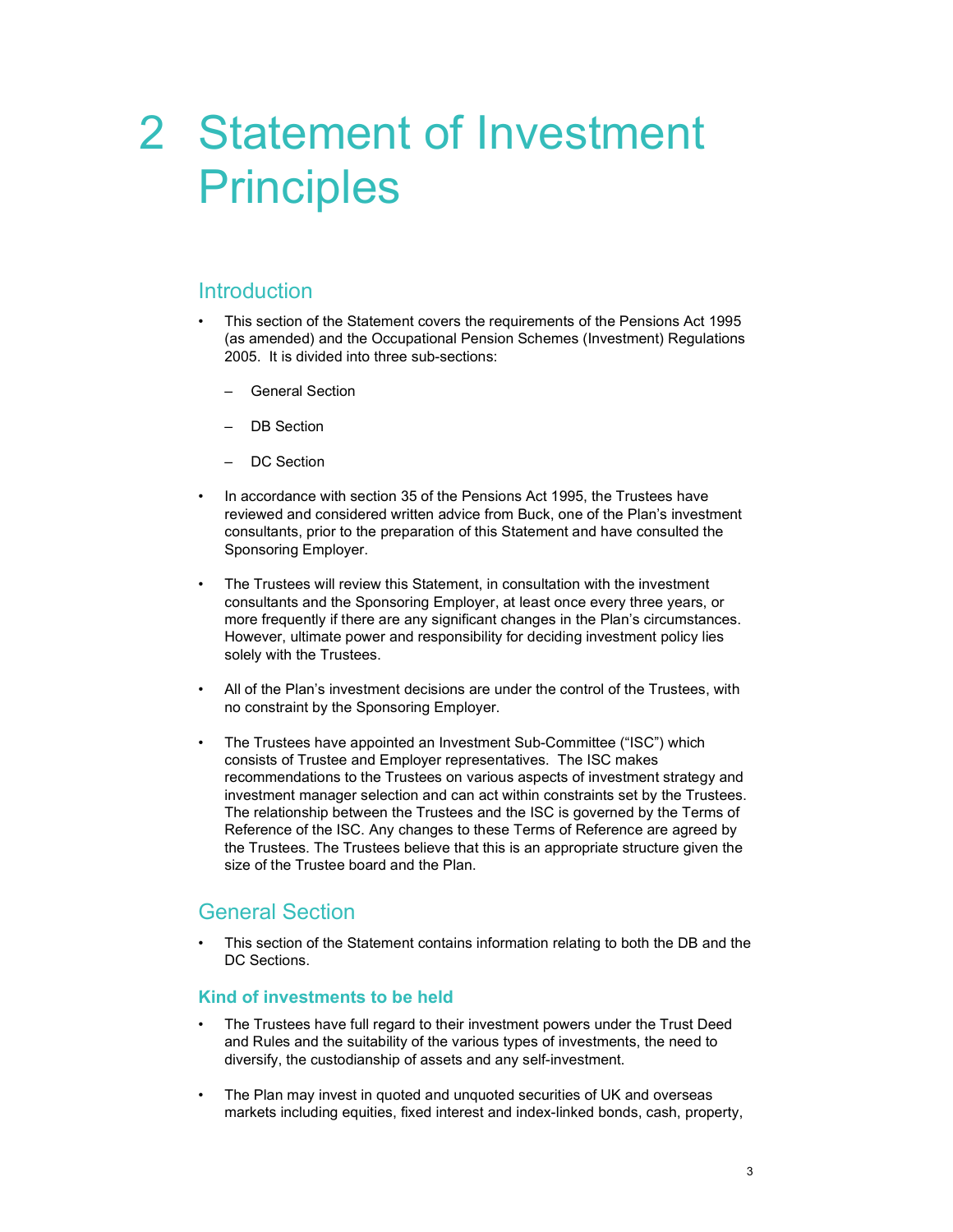# 2 Statement of Investment Principles

## Introduction

- This section of the Statement covers the requirements of the Pensions Act 1995 (as amended) and the Occupational Pension Schemes (Investment) Regulations 2005. It is divided into three sub-sections:
  - General Section
  - DB Section
  - DC Section
- In accordance with section 35 of the Pensions Act 1995, the Trustees have reviewed and considered written advice from Buck, one of the Plan's investment consultants, prior to the preparation of this Statement and have consulted the Sponsoring Employer.
- The Trustees will review this Statement, in consultation with the investment consultants and the Sponsoring Employer, at least once every three years, or more frequently if there are any significant changes in the Plan's circumstances. However, ultimate power and responsibility for deciding investment policy lies solely with the Trustees.
- All of the Plan's investment decisions are under the control of the Trustees, with no constraint by the Sponsoring Employer.
- The Trustees have appointed an Investment Sub-Committee ("ISC") which consists of Trustee and Employer representatives. The ISC makes recommendations to the Trustees on various aspects of investment strategy and investment manager selection and can act within constraints set by the Trustees. The relationship between the Trustees and the ISC is governed by the Terms of Reference of the ISC. Any changes to these Terms of Reference are agreed by the Trustees. The Trustees believe that this is an appropriate structure given the size of the Trustee board and the Plan.

## General Section

- This section of the Statement contains information relating to both the DB and the DC Sections.

### Kind of investments to be held

- The Trustees have full regard to their investment powers under the Trust Deed and Rules and the suitability of the various types of investments, the need to diversify, the custodianship of assets and any self-investment.
- The Plan may invest in quoted and unquoted securities of UK and overseas markets including equities, fixed interest and index-linked bonds, cash, property,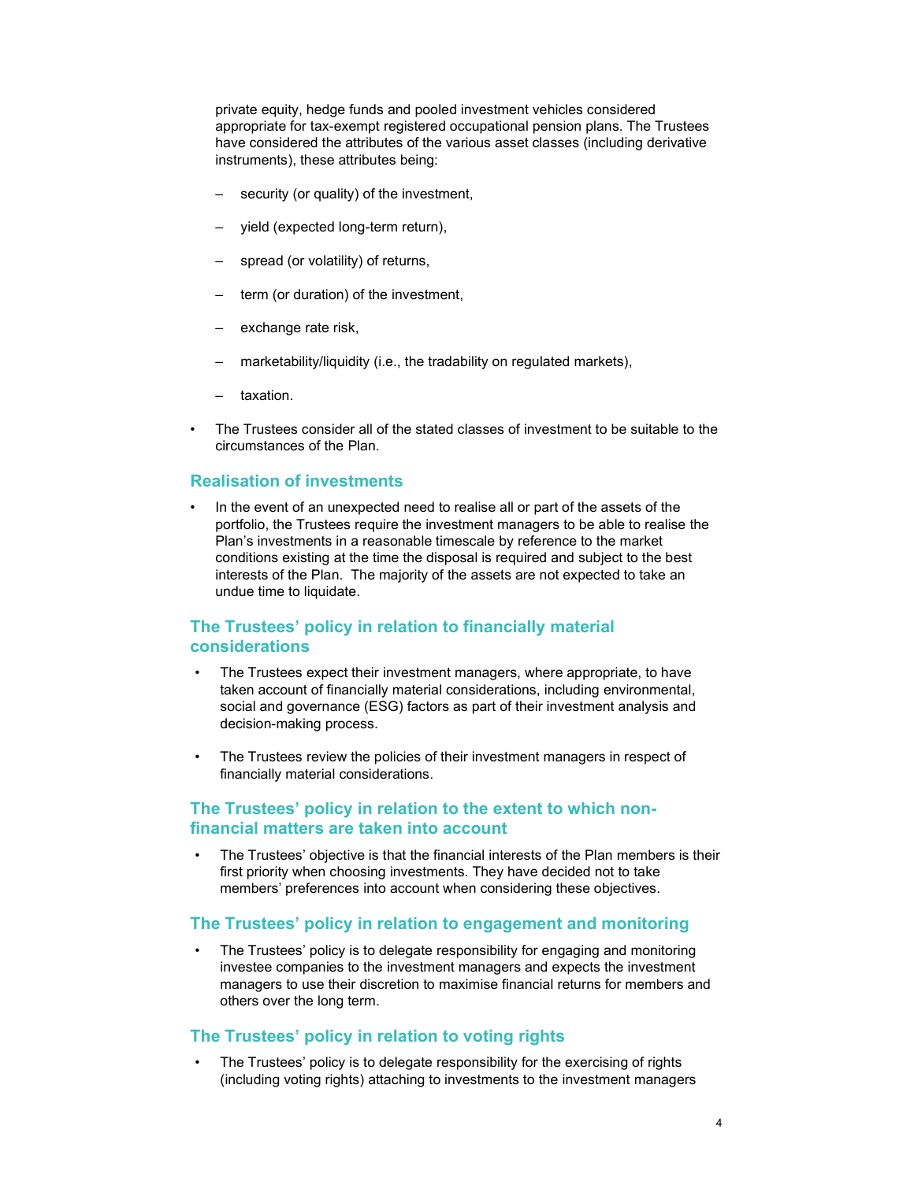private equity, hedge funds and pooled investment vehicles considered appropriate for tax-exempt registered occupational pension plans. The Trustees have considered the attributes of the various asset classes (including derivative instruments), these attributes being:

  - security (or quality) of the investment,
  - yield (expected long-term return),
  - spread (or volatility) of returns,
  - term (or duration) of the investment,
  - exchange rate risk,
  - marketability/liquidity (i.e., the tradability on regulated markets),
  - taxation.

- The Trustees consider all of the stated classes of investment to be suitable to the circumstances of the Plan.

## Realisation of investments

- In the event of an unexpected need to realise all or part of the assets of the portfolio, the Trustees require the investment managers to be able to realise the Plan's investments in a reasonable timescale by reference to the market conditions existing at the time the disposal is required and subject to the best interests of the Plan. The majority of the assets are not expected to take an undue time to liquidate.

## The Trustees' policy in relation to financially material considerations

- The Trustees expect their investment managers, where appropriate, to have taken account of financially material considerations, including environmental, social and governance (ESG) factors as part of their investment analysis and decision-making process.

- The Trustees review the policies of their investment managers in respect of financially material considerations.

## The Trustees' policy in relation to the extent to which non-financial matters are taken into account

- The Trustees' objective is that the financial interests of the Plan members is their first priority when choosing investments. They have decided not to take members' preferences into account when considering these objectives.

## The Trustees' policy in relation to engagement and monitoring

- The Trustees' policy is to delegate responsibility for engaging and monitoring investee companies to the investment managers and expects the investment managers to use their discretion to maximise financial returns for members and others over the long term.

## The Trustees' policy in relation to voting rights

- The Trustees' policy is to delegate responsibility for the exercising of rights (including voting rights) attaching to investments to the investment managers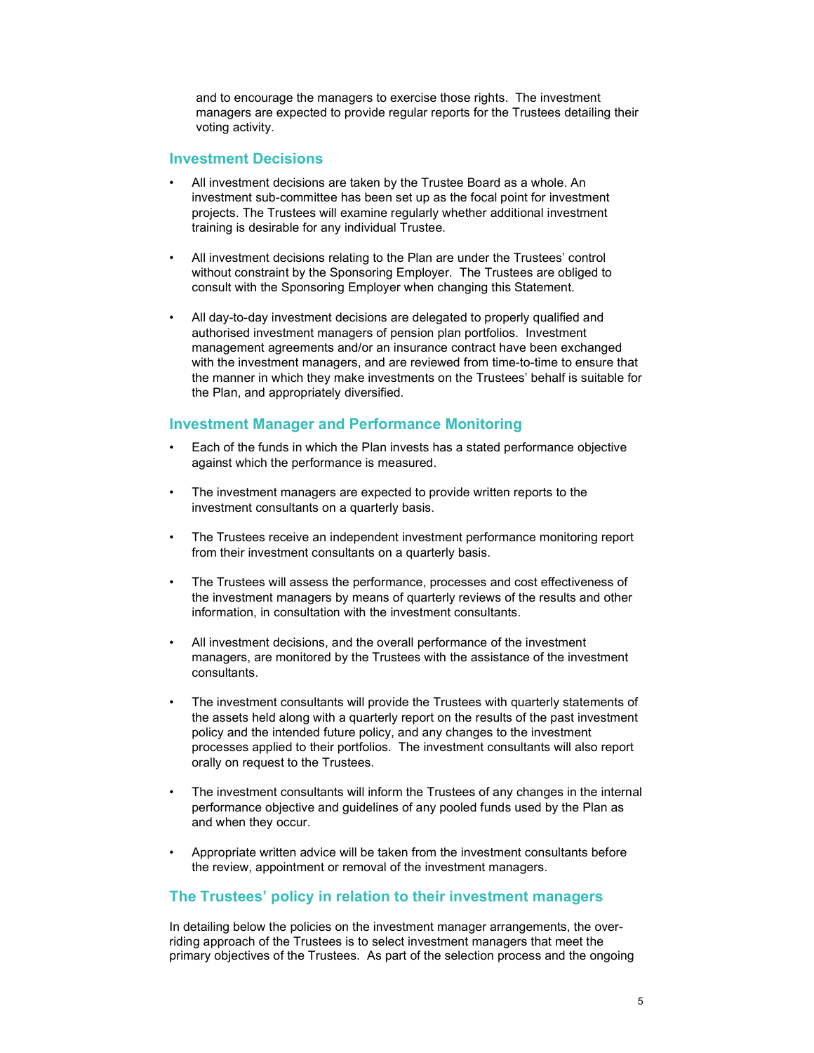and to encourage the managers to exercise those rights. The investment managers are expected to provide regular reports for the Trustees detailing their voting activity.

## Investment Decisions

- All investment decisions are taken by the Trustee Board as a whole. An investment sub-committee has been set up as the focal point for investment projects. The Trustees will examine regularly whether additional investment training is desirable for any individual Trustee.

- All investment decisions relating to the Plan are under the Trustees' control without constraint by the Sponsoring Employer. The Trustees are obliged to consult with the Sponsoring Employer when changing this Statement.

- All day-to-day investment decisions are delegated to properly qualified and authorised investment managers of pension plan portfolios. Investment management agreements and/or an insurance contract have been exchanged with the investment managers, and are reviewed from time-to-time to ensure that the manner in which they make investments on the Trustees' behalf is suitable for the Plan, and appropriately diversified.

## Investment Manager and Performance Monitoring

- Each of the funds in which the Plan invests has a stated performance objective against which the performance is measured.

- The investment managers are expected to provide written reports to the investment consultants on a quarterly basis.

- The Trustees receive an independent investment performance monitoring report from their investment consultants on a quarterly basis.

- The Trustees will assess the performance, processes and cost effectiveness of the investment managers by means of quarterly reviews of the results and other information, in consultation with the investment consultants.

- All investment decisions, and the overall performance of the investment managers, are monitored by the Trustees with the assistance of the investment consultants.

- The investment consultants will provide the Trustees with quarterly statements of the assets held along with a quarterly report on the results of the past investment policy and the intended future policy, and any changes to the investment processes applied to their portfolios. The investment consultants will also report orally on request to the Trustees.

- The investment consultants will inform the Trustees of any changes in the internal performance objective and guidelines of any pooled funds used by the Plan as and when they occur.

- Appropriate written advice will be taken from the investment consultants before the review, appointment or removal of the investment managers.

## The Trustees' policy in relation to their investment managers

In detailing below the policies on the investment manager arrangements, the over-riding approach of the Trustees is to select investment managers that meet the primary objectives of the Trustees. As part of the selection process and the ongoing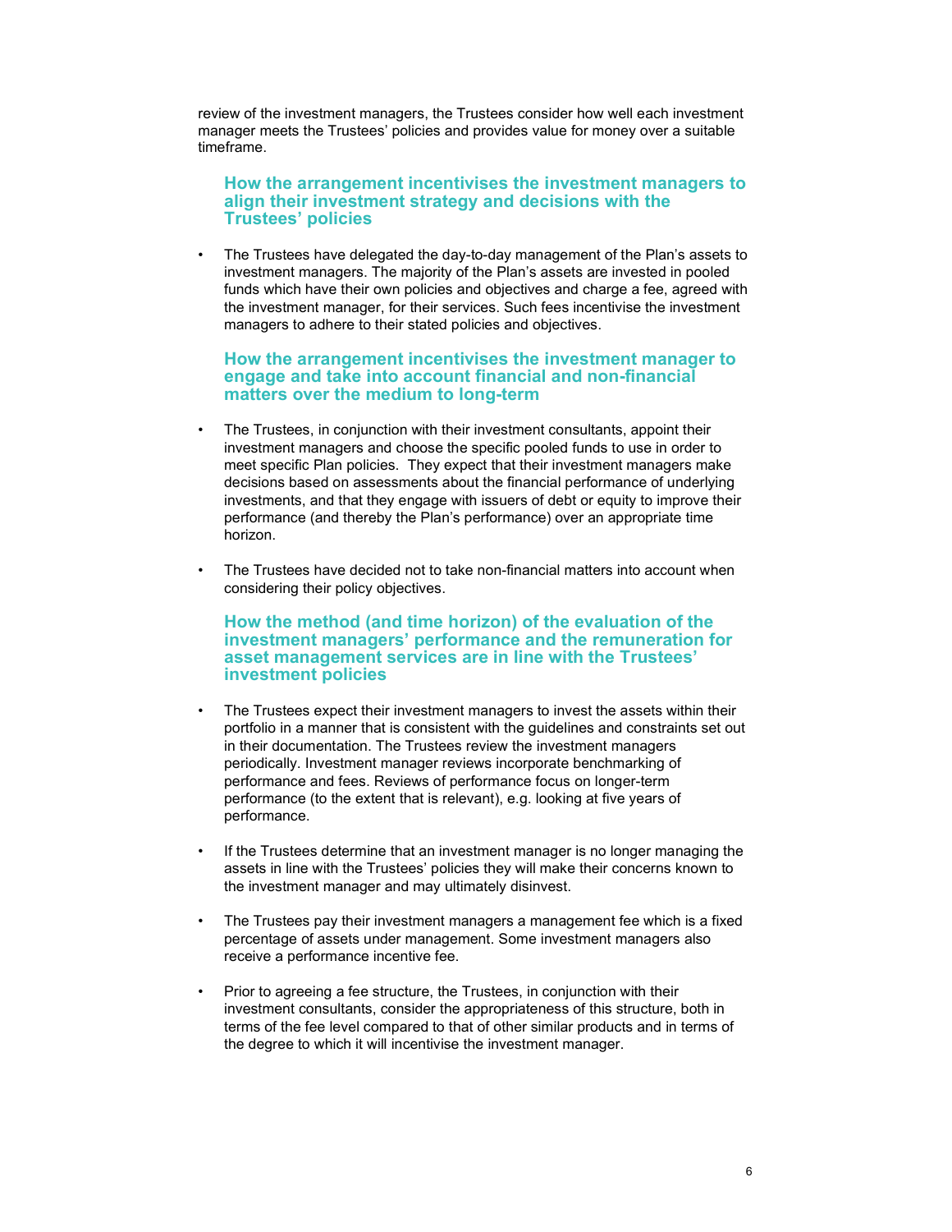review of the investment managers, the Trustees consider how well each investment manager meets the Trustees' policies and provides value for money over a suitable timeframe.

### How the arrangement incentivises the investment managers to align their investment strategy and decisions with the Trustees' policies

- The Trustees have delegated the day-to-day management of the Plan's assets to investment managers. The majority of the Plan's assets are invested in pooled funds which have their own policies and objectives and charge a fee, agreed with the investment manager, for their services. Such fees incentivise the investment managers to adhere to their stated policies and objectives.

### How the arrangement incentivises the investment manager to engage and take into account financial and non-financial matters over the medium to long-term

- The Trustees, in conjunction with their investment consultants, appoint their investment managers and choose the specific pooled funds to use in order to meet specific Plan policies. They expect that their investment managers make decisions based on assessments about the financial performance of underlying investments, and that they engage with issuers of debt or equity to improve their performance (and thereby the Plan's performance) over an appropriate time horizon.

- The Trustees have decided not to take non-financial matters into account when considering their policy objectives.

### How the method (and time horizon) of the evaluation of the investment managers' performance and the remuneration for asset management services are in line with the Trustees' investment policies

- The Trustees expect their investment managers to invest the assets within their portfolio in a manner that is consistent with the guidelines and constraints set out in their documentation. The Trustees review the investment managers periodically. Investment manager reviews incorporate benchmarking of performance and fees. Reviews of performance focus on longer-term performance (to the extent that is relevant), e.g. looking at five years of performance.

- If the Trustees determine that an investment manager is no longer managing the assets in line with the Trustees' policies they will make their concerns known to the investment manager and may ultimately disinvest.

- The Trustees pay their investment managers a management fee which is a fixed percentage of assets under management. Some investment managers also receive a performance incentive fee.

- Prior to agreeing a fee structure, the Trustees, in conjunction with their investment consultants, consider the appropriateness of this structure, both in terms of the fee level compared to that of other similar products and in terms of the degree to which it will incentivise the investment manager.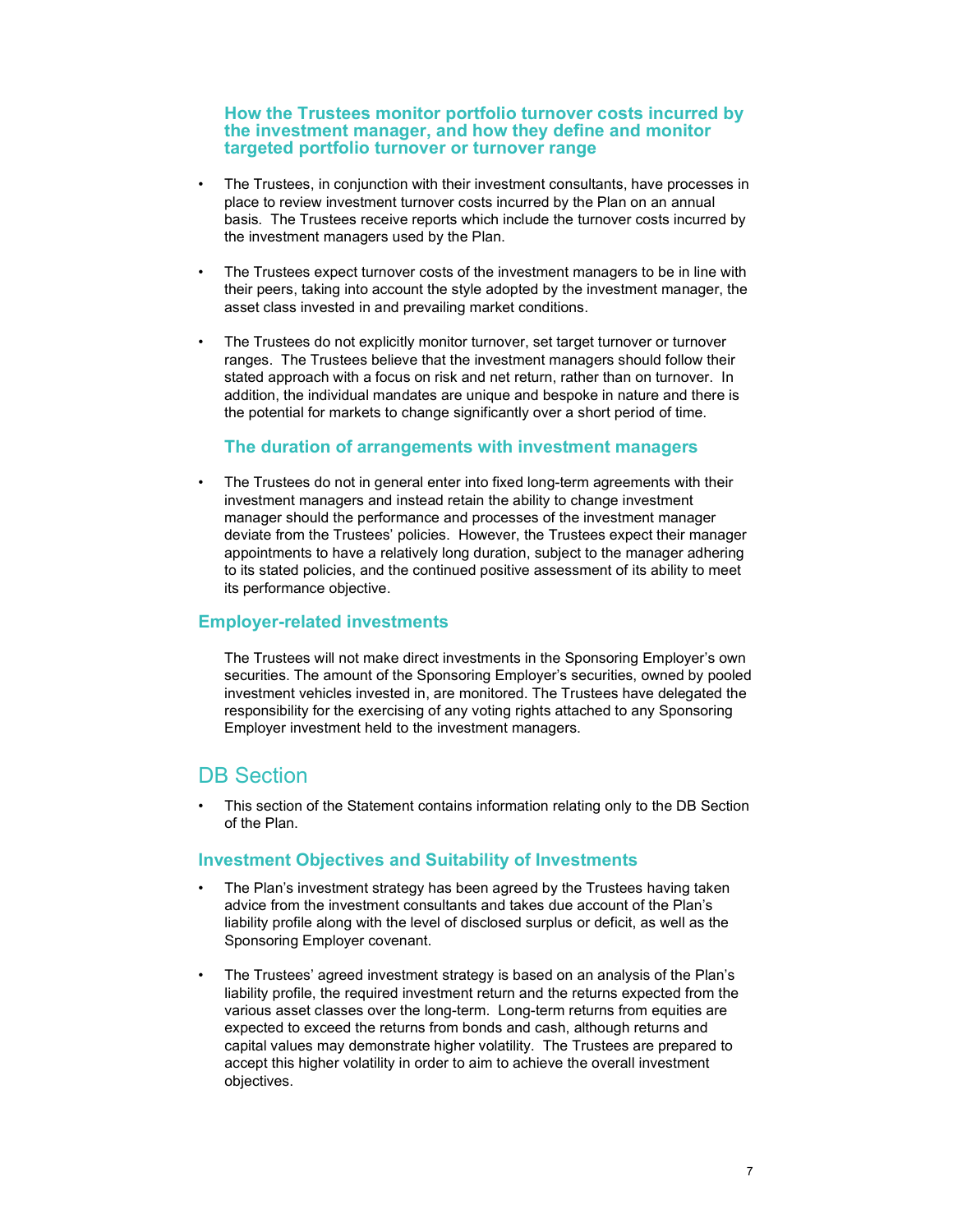### How the Trustees monitor portfolio turnover costs incurred by the investment manager, and how they define and monitor targeted portfolio turnover or turnover range

- The Trustees, in conjunction with their investment consultants, have processes in place to review investment turnover costs incurred by the Plan on an annual basis. The Trustees receive reports which include the turnover costs incurred by the investment managers used by the Plan.

- The Trustees expect turnover costs of the investment managers to be in line with their peers, taking into account the style adopted by the investment manager, the asset class invested in and prevailing market conditions.

- The Trustees do not explicitly monitor turnover, set target turnover or turnover ranges. The Trustees believe that the investment managers should follow their stated approach with a focus on risk and net return, rather than on turnover. In addition, the individual mandates are unique and bespoke in nature and there is the potential for markets to change significantly over a short period of time.

### The duration of arrangements with investment managers

- The Trustees do not in general enter into fixed long-term agreements with their investment managers and instead retain the ability to change investment manager should the performance and processes of the investment manager deviate from the Trustees' policies. However, the Trustees expect their manager appointments to have a relatively long duration, subject to the manager adhering to its stated policies, and the continued positive assessment of its ability to meet its performance objective.

### Employer-related investments

The Trustees will not make direct investments in the Sponsoring Employer's own securities. The amount of the Sponsoring Employer's securities, owned by pooled investment vehicles invested in, are monitored. The Trustees have delegated the responsibility for the exercising of any voting rights attached to any Sponsoring Employer investment held to the investment managers.

## DB Section

- This section of the Statement contains information relating only to the DB Section of the Plan.

### Investment Objectives and Suitability of Investments

- The Plan's investment strategy has been agreed by the Trustees having taken advice from the investment consultants and takes due account of the Plan's liability profile along with the level of disclosed surplus or deficit, as well as the Sponsoring Employer covenant.

- The Trustees' agreed investment strategy is based on an analysis of the Plan's liability profile, the required investment return and the returns expected from the various asset classes over the long-term. Long-term returns from equities are expected to exceed the returns from bonds and cash, although returns and capital values may demonstrate higher volatility. The Trustees are prepared to accept this higher volatility in order to aim to achieve the overall investment objectives.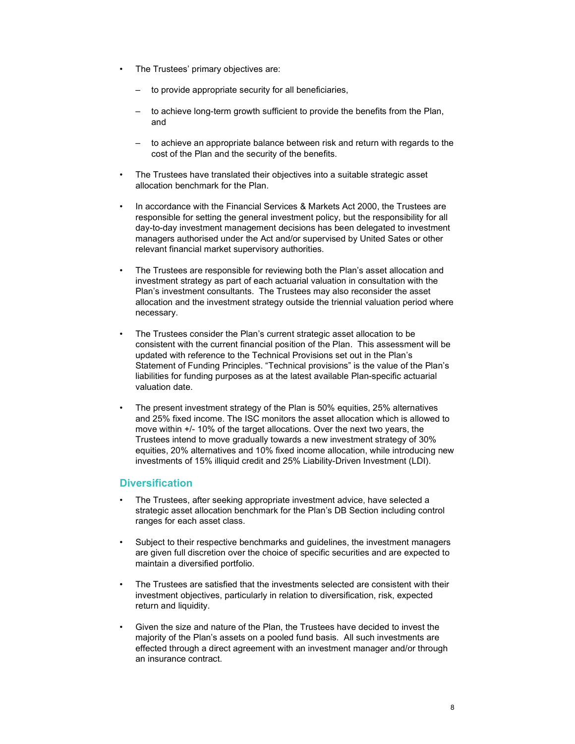- The Trustees' primary objectives are:
  - to provide appropriate security for all beneficiaries,
  - to achieve long-term growth sufficient to provide the benefits from the Plan, and
  - to achieve an appropriate balance between risk and return with regards to the cost of the Plan and the security of the benefits.
- The Trustees have translated their objectives into a suitable strategic asset allocation benchmark for the Plan.
- In accordance with the Financial Services & Markets Act 2000, the Trustees are responsible for setting the general investment policy, but the responsibility for all day-to-day investment management decisions has been delegated to investment managers authorised under the Act and/or supervised by United Sates or other relevant financial market supervisory authorities.
- The Trustees are responsible for reviewing both the Plan's asset allocation and investment strategy as part of each actuarial valuation in consultation with the Plan's investment consultants. The Trustees may also reconsider the asset allocation and the investment strategy outside the triennial valuation period where necessary.
- The Trustees consider the Plan's current strategic asset allocation to be consistent with the current financial position of the Plan. This assessment will be updated with reference to the Technical Provisions set out in the Plan's Statement of Funding Principles. "Technical provisions" is the value of the Plan's liabilities for funding purposes as at the latest available Plan-specific actuarial valuation date.
- The present investment strategy of the Plan is 50% equities, 25% alternatives and 25% fixed income. The ISC monitors the asset allocation which is allowed to move within +/- 10% of the target allocations. Over the next two years, the Trustees intend to move gradually towards a new investment strategy of 30% equities, 20% alternatives and 10% fixed income allocation, while introducing new investments of 15% illiquid credit and 25% Liability-Driven Investment (LDI).

## Diversification

- The Trustees, after seeking appropriate investment advice, have selected a strategic asset allocation benchmark for the Plan's DB Section including control ranges for each asset class.
- Subject to their respective benchmarks and guidelines, the investment managers are given full discretion over the choice of specific securities and are expected to maintain a diversified portfolio.
- The Trustees are satisfied that the investments selected are consistent with their investment objectives, particularly in relation to diversification, risk, expected return and liquidity.
- Given the size and nature of the Plan, the Trustees have decided to invest the majority of the Plan's assets on a pooled fund basis. All such investments are effected through a direct agreement with an investment manager and/or through an insurance contract.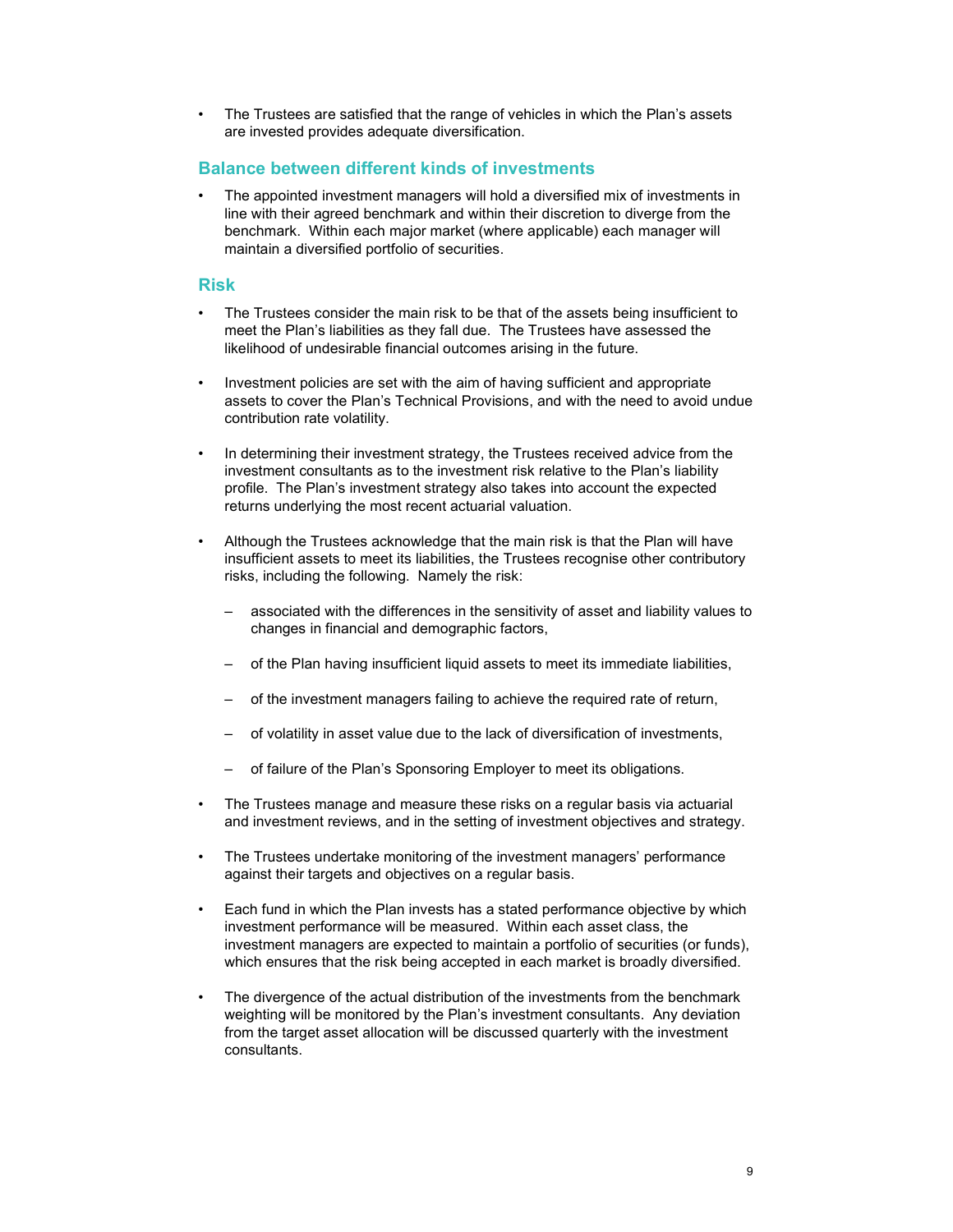- The Trustees are satisfied that the range of vehicles in which the Plan's assets are invested provides adequate diversification.

## Balance between different kinds of investments

- The appointed investment managers will hold a diversified mix of investments in line with their agreed benchmark and within their discretion to diverge from the benchmark. Within each major market (where applicable) each manager will maintain a diversified portfolio of securities.

## Risk

- The Trustees consider the main risk to be that of the assets being insufficient to meet the Plan's liabilities as they fall due. The Trustees have assessed the likelihood of undesirable financial outcomes arising in the future.

- Investment policies are set with the aim of having sufficient and appropriate assets to cover the Plan's Technical Provisions, and with the need to avoid undue contribution rate volatility.

- In determining their investment strategy, the Trustees received advice from the investment consultants as to the investment risk relative to the Plan's liability profile. The Plan's investment strategy also takes into account the expected returns underlying the most recent actuarial valuation.

- Although the Trustees acknowledge that the main risk is that the Plan will have insufficient assets to meet its liabilities, the Trustees recognise other contributory risks, including the following. Namely the risk:

  – associated with the differences in the sensitivity of asset and liability values to changes in financial and demographic factors,

  – of the Plan having insufficient liquid assets to meet its immediate liabilities,

  – of the investment managers failing to achieve the required rate of return,

  – of volatility in asset value due to the lack of diversification of investments,

  – of failure of the Plan's Sponsoring Employer to meet its obligations.

- The Trustees manage and measure these risks on a regular basis via actuarial and investment reviews, and in the setting of investment objectives and strategy.

- The Trustees undertake monitoring of the investment managers' performance against their targets and objectives on a regular basis.

- Each fund in which the Plan invests has a stated performance objective by which investment performance will be measured. Within each asset class, the investment managers are expected to maintain a portfolio of securities (or funds), which ensures that the risk being accepted in each market is broadly diversified.

- The divergence of the actual distribution of the investments from the benchmark weighting will be monitored by the Plan's investment consultants. Any deviation from the target asset allocation will be discussed quarterly with the investment consultants.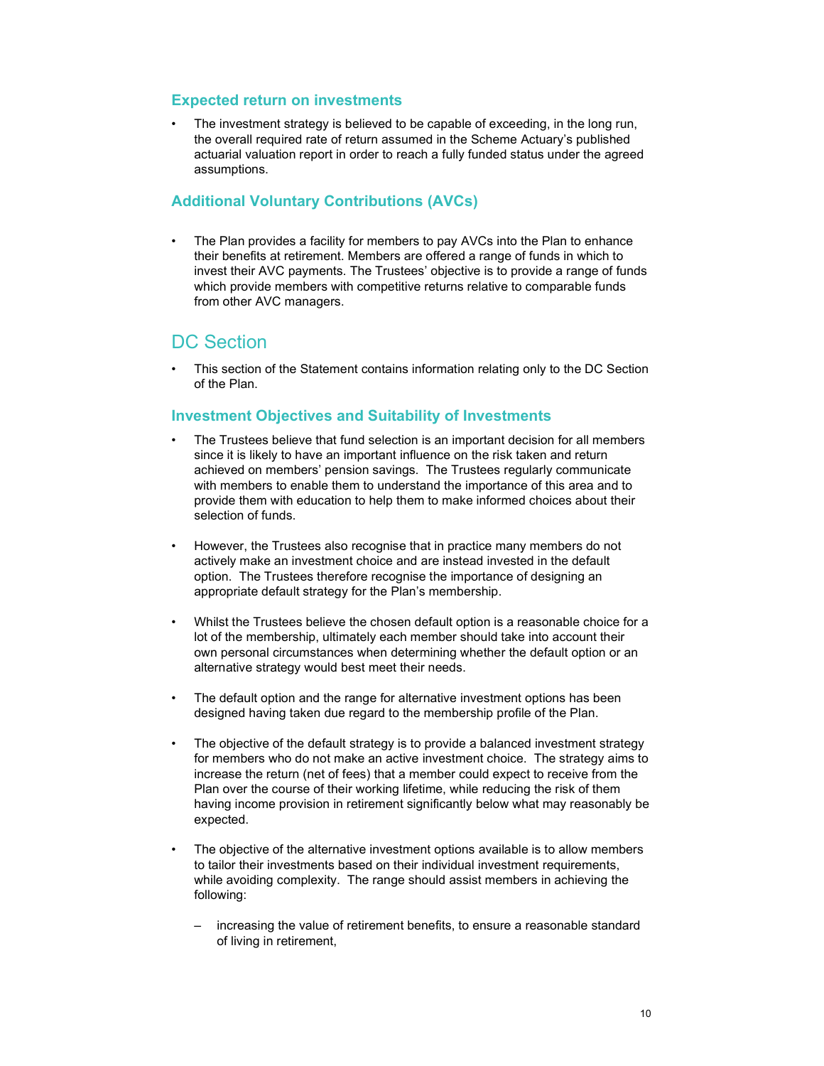### Expected return on investments

- The investment strategy is believed to be capable of exceeding, in the long run, the overall required rate of return assumed in the Scheme Actuary's published actuarial valuation report in order to reach a fully funded status under the agreed assumptions.

### Additional Voluntary Contributions (AVCs)

- The Plan provides a facility for members to pay AVCs into the Plan to enhance their benefits at retirement. Members are offered a range of funds in which to invest their AVC payments. The Trustees' objective is to provide a range of funds which provide members with competitive returns relative to comparable funds from other AVC managers.

## DC Section

- This section of the Statement contains information relating only to the DC Section of the Plan.

### Investment Objectives and Suitability of Investments

- The Trustees believe that fund selection is an important decision for all members since it is likely to have an important influence on the risk taken and return achieved on members' pension savings. The Trustees regularly communicate with members to enable them to understand the importance of this area and to provide them with education to help them to make informed choices about their selection of funds.

- However, the Trustees also recognise that in practice many members do not actively make an investment choice and are instead invested in the default option. The Trustees therefore recognise the importance of designing an appropriate default strategy for the Plan's membership.

- Whilst the Trustees believe the chosen default option is a reasonable choice for a lot of the membership, ultimately each member should take into account their own personal circumstances when determining whether the default option or an alternative strategy would best meet their needs.

- The default option and the range for alternative investment options has been designed having taken due regard to the membership profile of the Plan.

- The objective of the default strategy is to provide a balanced investment strategy for members who do not make an active investment choice. The strategy aims to increase the return (net of fees) that a member could expect to receive from the Plan over the course of their working lifetime, while reducing the risk of them having income provision in retirement significantly below what may reasonably be expected.

- The objective of the alternative investment options available is to allow members to tailor their investments based on their individual investment requirements, while avoiding complexity. The range should assist members in achieving the following:

  - increasing the value of retirement benefits, to ensure a reasonable standard of living in retirement,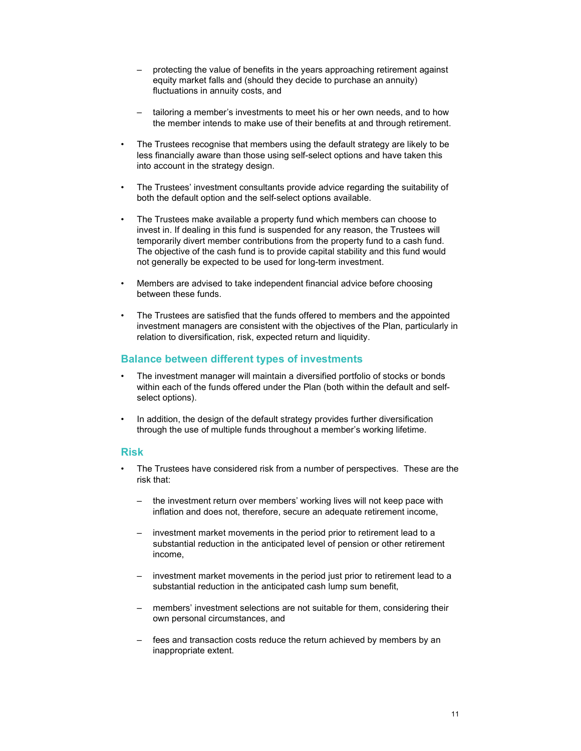- protecting the value of benefits in the years approaching retirement against equity market falls and (should they decide to purchase an annuity) fluctuations in annuity costs, and
  - tailoring a member's investments to meet his or her own needs, and to how the member intends to make use of their benefits at and through retirement.

- The Trustees recognise that members using the default strategy are likely to be less financially aware than those using self-select options and have taken this into account in the strategy design.

- The Trustees' investment consultants provide advice regarding the suitability of both the default option and the self-select options available.

- The Trustees make available a property fund which members can choose to invest in. If dealing in this fund is suspended for any reason, the Trustees will temporarily divert member contributions from the property fund to a cash fund. The objective of the cash fund is to provide capital stability and this fund would not generally be expected to be used for long-term investment.

- Members are advised to take independent financial advice before choosing between these funds.

- The Trustees are satisfied that the funds offered to members and the appointed investment managers are consistent with the objectives of the Plan, particularly in relation to diversification, risk, expected return and liquidity.

## Balance between different types of investments

- The investment manager will maintain a diversified portfolio of stocks or bonds within each of the funds offered under the Plan (both within the default and self-select options).

- In addition, the design of the default strategy provides further diversification through the use of multiple funds throughout a member's working lifetime.

## Risk

- The Trustees have considered risk from a number of perspectives. These are the risk that:
  - the investment return over members' working lives will not keep pace with inflation and does not, therefore, secure an adequate retirement income,
  - investment market movements in the period prior to retirement lead to a substantial reduction in the anticipated level of pension or other retirement income,
  - investment market movements in the period just prior to retirement lead to a substantial reduction in the anticipated cash lump sum benefit,
  - members' investment selections are not suitable for them, considering their own personal circumstances, and
  - fees and transaction costs reduce the return achieved by members by an inappropriate extent.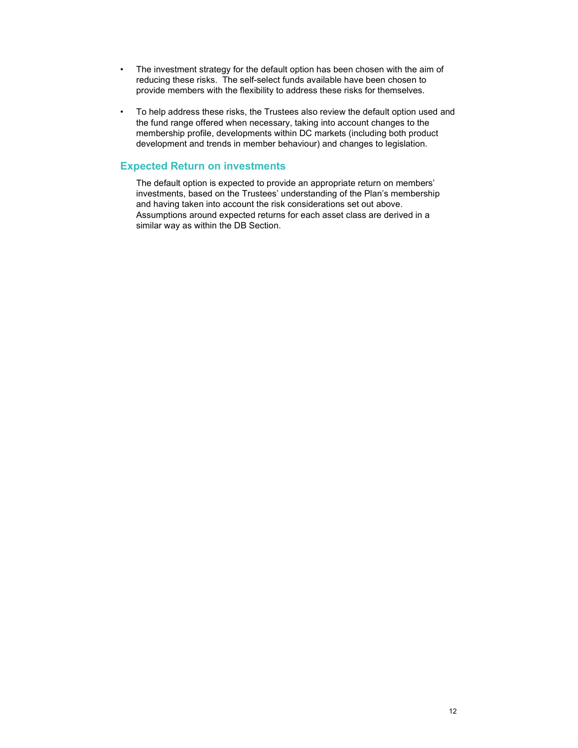- The investment strategy for the default option has been chosen with the aim of reducing these risks. The self-select funds available have been chosen to provide members with the flexibility to address these risks for themselves.

- To help address these risks, the Trustees also review the default option used and the fund range offered when necessary, taking into account changes to the membership profile, developments within DC markets (including both product development and trends in member behaviour) and changes to legislation.

## Expected Return on investments

The default option is expected to provide an appropriate return on members' investments, based on the Trustees' understanding of the Plan's membership and having taken into account the risk considerations set out above. Assumptions around expected returns for each asset class are derived in a similar way as within the DB Section.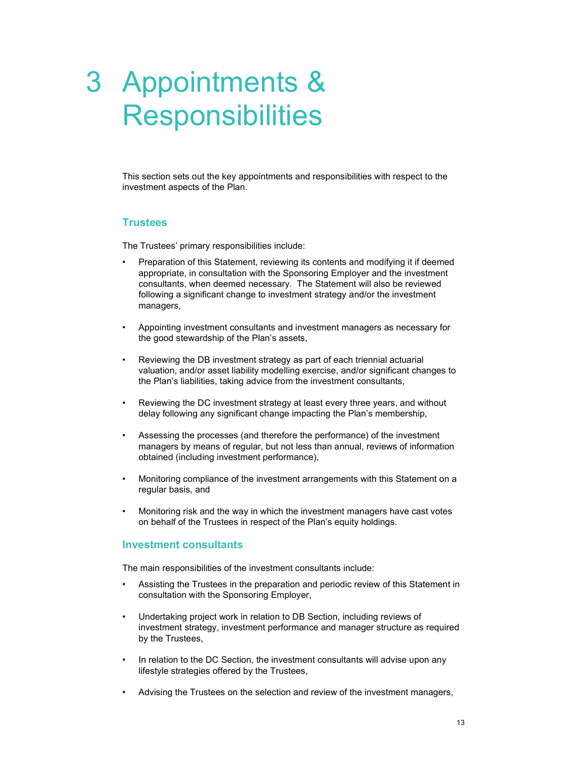# 3 Appointments & Responsibilities

This section sets out the key appointments and responsibilities with respect to the investment aspects of the Plan.

## Trustees

The Trustees' primary responsibilities include:

- Preparation of this Statement, reviewing its contents and modifying it if deemed appropriate, in consultation with the Sponsoring Employer and the investment consultants, when deemed necessary. The Statement will also be reviewed following a significant change to investment strategy and/or the investment managers,
- Appointing investment consultants and investment managers as necessary for the good stewardship of the Plan's assets,
- Reviewing the DB investment strategy as part of each triennial actuarial valuation, and/or asset liability modelling exercise, and/or significant changes to the Plan's liabilities, taking advice from the investment consultants,
- Reviewing the DC investment strategy at least every three years, and without delay following any significant change impacting the Plan's membership,
- Assessing the processes (and therefore the performance) of the investment managers by means of regular, but not less than annual, reviews of information obtained (including investment performance),
- Monitoring compliance of the investment arrangements with this Statement on a regular basis, and
- Monitoring risk and the way in which the investment managers have cast votes on behalf of the Trustees in respect of the Plan's equity holdings.

## Investment consultants

The main responsibilities of the investment consultants include:

- Assisting the Trustees in the preparation and periodic review of this Statement in consultation with the Sponsoring Employer,
- Undertaking project work in relation to DB Section, including reviews of investment strategy, investment performance and manager structure as required by the Trustees,
- In relation to the DC Section, the investment consultants will advise upon any lifestyle strategies offered by the Trustees,
- Advising the Trustees on the selection and review of the investment managers,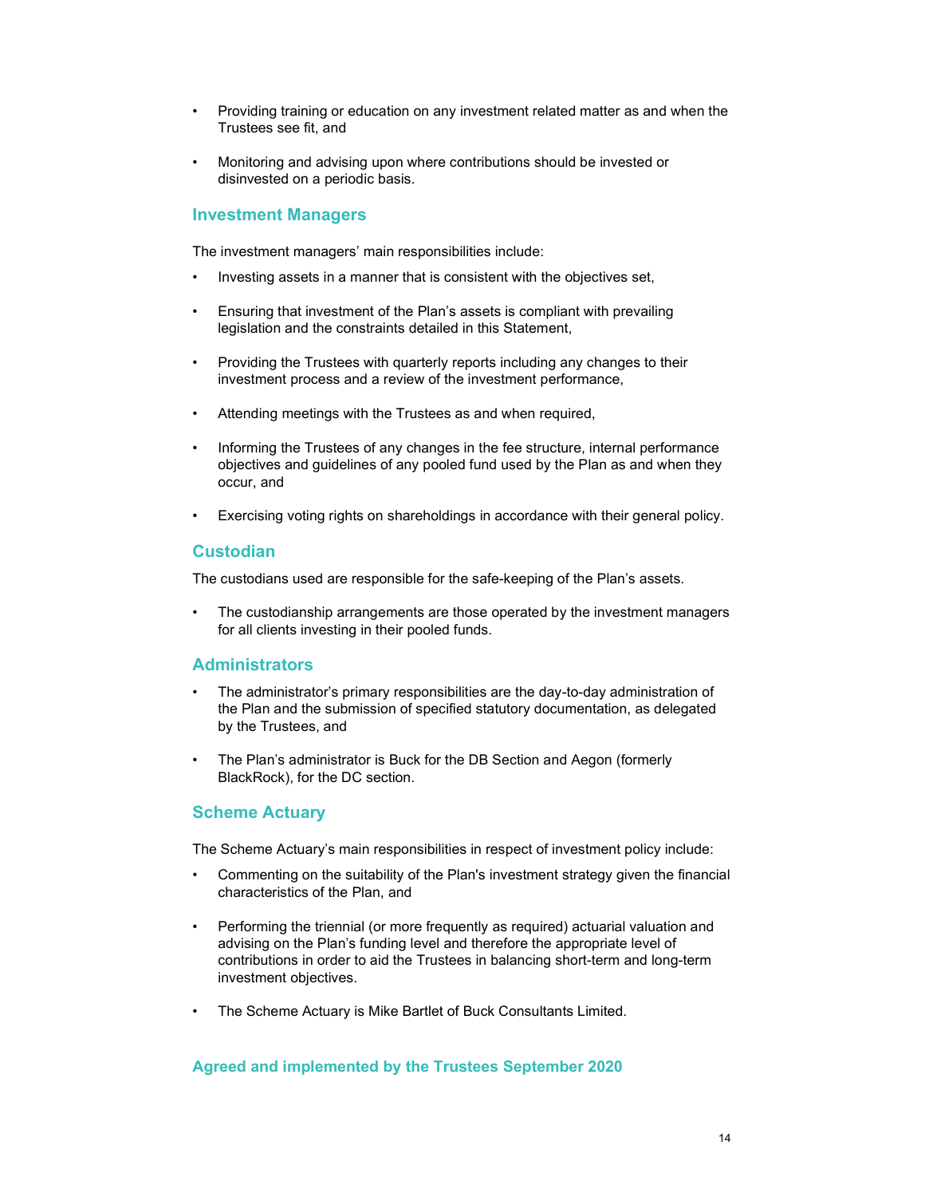- Providing training or education on any investment related matter as and when the Trustees see fit, and
- Monitoring and advising upon where contributions should be invested or disinvested on a periodic basis.

## Investment Managers

The investment managers' main responsibilities include:

- Investing assets in a manner that is consistent with the objectives set,
- Ensuring that investment of the Plan's assets is compliant with prevailing legislation and the constraints detailed in this Statement,
- Providing the Trustees with quarterly reports including any changes to their investment process and a review of the investment performance,
- Attending meetings with the Trustees as and when required,
- Informing the Trustees of any changes in the fee structure, internal performance objectives and guidelines of any pooled fund used by the Plan as and when they occur, and
- Exercising voting rights on shareholdings in accordance with their general policy.

## Custodian

The custodians used are responsible for the safe-keeping of the Plan's assets.

- The custodianship arrangements are those operated by the investment managers for all clients investing in their pooled funds.

## Administrators

- The administrator's primary responsibilities are the day-to-day administration of the Plan and the submission of specified statutory documentation, as delegated by the Trustees, and
- The Plan's administrator is Buck for the DB Section and Aegon (formerly BlackRock), for the DC section.

## Scheme Actuary

The Scheme Actuary's main responsibilities in respect of investment policy include:

- Commenting on the suitability of the Plan's investment strategy given the financial characteristics of the Plan, and
- Performing the triennial (or more frequently as required) actuarial valuation and advising on the Plan's funding level and therefore the appropriate level of contributions in order to aid the Trustees in balancing short-term and long-term investment objectives.
- The Scheme Actuary is Mike Bartlet of Buck Consultants Limited.

**Agreed and implemented by the Trustees September 2020**